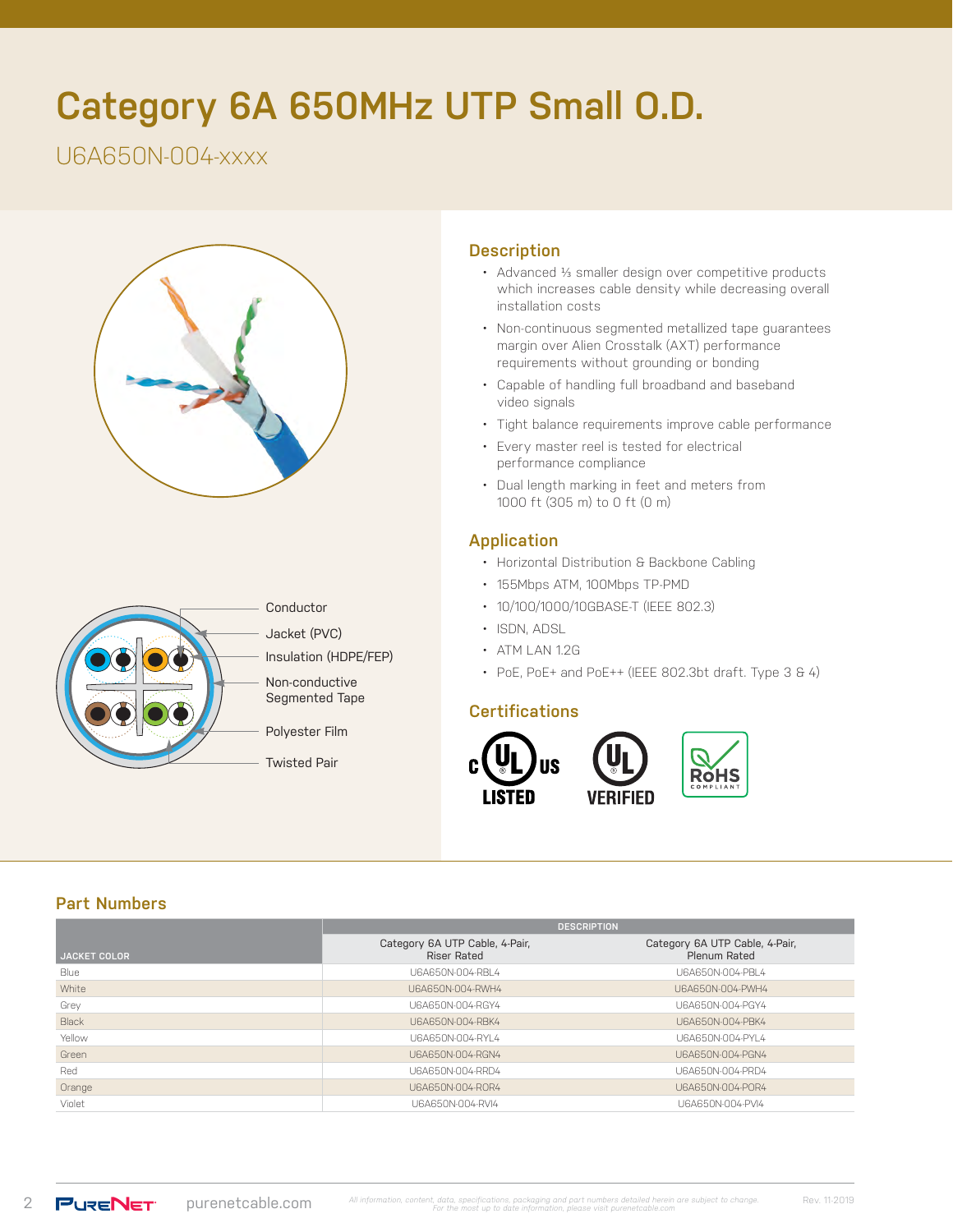# Category 6A 650MHz UTP Small O.D.

U6A650N-004-xxxx

Conductor

Jacket (PVC)

Insulation (HDPE/FEP)

Non-conductive Segmented Tape

Polyester Film

Twisted Pair

## Description

- Advanced ⅓ smaller design over competitive products which increases cable density while decreasing overall installation costs
- Non-continuous segmented metallized tape guarantees margin over Alien Crosstalk (AXT) performance requirements without grounding or bonding
- Capable of handling full broadband and baseband video signals
- Tight balance requirements improve cable performance
- Every master reel is tested for electrical performance compliance
- Dual length marking in feet and meters from 1000 ft (305 m) to 0 ft (0 m)

## Application

- Horizontal Distribution & Backbone Cabling
- 155Mbps ATM, 100Mbps TP-PMD
- 10/100/1000/10GBASE-T (IEEE 802.3)
- ISDN, ADSL
- ATM LAN 1.2G
- PoE, PoE+ and PoE++ (IEEE 802.3bt draft. Type 3 & 4)

## Certifications

c UL us LISTED

UL VERIFIED

RoHS COMPLIANT

## Part Numbers

| JACKET COLOR | DESCRIPTION | |
|---|---|---|
| | Category 6A UTP Cable, 4-Pair, Riser Rated | Category 6A UTP Cable, 4-Pair, Plenum Rated |
| Blue | U6A650N-004-RBL4 | U6A650N-004-PBL4 |
| White | U6A650N-004-RWH4 | U6A650N-004-PWH4 |
| Grey | U6A650N-004-RGY4 | U6A650N-004-PGY4 |
| Black | U6A650N-004-RBK4 | U6A650N-004-PBK4 |
| Yellow | U6A650N-004-RYL4 | U6A650N-004-PYL4 |
| Green | U6A650N-004-RGN4 | U6A650N-004-PGN4 |
| Red | U6A650N-004-RRD4 | U6A650N-004-PRD4 |
| Orange | U6A650N-004-ROR4 | U6A650N-004-POR4 |
| Violet | U6A650N-004-RVI4 | U6A650N-004-PVI4 |

PureNet purenetcable.com

*All information, content, data, specifications, packaging and part numbers detailed herein are subject to change. For the most up to date information, please visit purenetcable.com*

Rev. 11-2019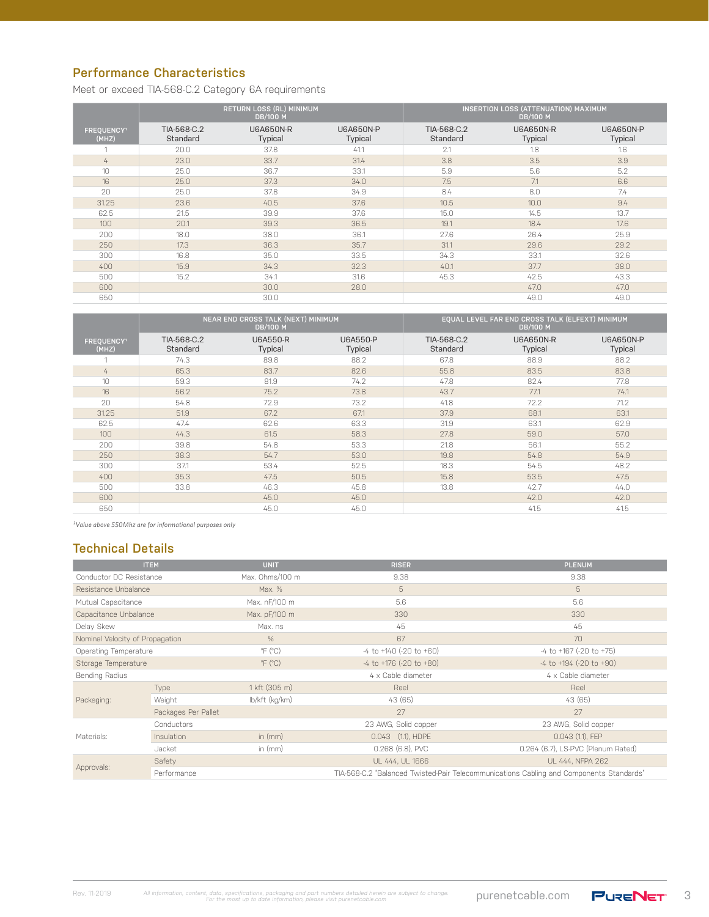## Performance Characteristics

Meet or exceed TIA-568-C.2 Category 6A requirements

| FREQUENCY[1] (MHZ) | RETURN LOSS (RL) MINIMUM DB/100 M | | | INSERTION LOSS (ATTENUATION) MAXIMUM DB/100 M | | |
|---|---|---|---|---|---|---|
| | TIA-568-C.2 Standard | U6A650N-R Typical | U6A650N-P Typical | TIA-568-C.2 Standard | U6A650N-R Typical | U6A650N-P Typical |
| 1 | 20.0 | 37.8 | 41.1 | 2.1 | 1.8 | 1.6 |
| 4 | 23.0 | 33.7 | 31.4 | 3.8 | 3.5 | 3.9 |
| 10 | 25.0 | 36.7 | 33.1 | 5.9 | 5.6 | 5.2 |
| 16 | 25.0 | 37.3 | 34.0 | 7.5 | 7.1 | 6.6 |
| 20 | 25.0 | 37.8 | 34.9 | 8.4 | 8.0 | 7.4 |
| 31.25 | 23.6 | 40.5 | 37.6 | 10.5 | 10.0 | 9.4 |
| 62.5 | 21.5 | 39.9 | 37.6 | 15.0 | 14.5 | 13.7 |
| 100 | 20.1 | 39.3 | 36.5 | 19.1 | 18.4 | 17.6 |
| 200 | 18.0 | 38.0 | 36.1 | 27.6 | 26.4 | 25.9 |
| 250 | 17.3 | 36.3 | 35.7 | 31.1 | 29.6 | 29.2 |
| 300 | 16.8 | 35.0 | 33.5 | 34.3 | 33.1 | 32.6 |
| 400 | 15.9 | 34.3 | 32.3 | 40.1 | 37.7 | 38.0 |
| 500 | 15.2 | 34.1 | 31.6 | 45.3 | 42.5 | 43.3 |
| 600 | | 30.0 | 28.0 | | 47.0 | 47.0 |
| 650 | | 30.0 | | | 49.0 | 49.0 |

| FREQUENCY[1] (MHZ) | NEAR END CROSS TALK (NEXT) MINIMUM DB/100 M | | | EQUAL LEVEL FAR END CROSS TALK (ELFEXT) MINIMUM DB/100 M | | |
|---|---|---|---|---|---|---|
| | TIA-568-C.2 Standard | U6A550-R Typical | U6A550-P Typical | TIA-568-C.2 Standard | U6A650N-R Typical | U6A650N-P Typical |
| 1 | 74.3 | 89.8 | 88.2 | 67.8 | 88.9 | 88.2 |
| 4 | 65.3 | 83.7 | 82.6 | 55.8 | 83.5 | 83.8 |
| 10 | 59.3 | 81.9 | 74.2 | 47.8 | 82.4 | 77.8 |
| 16 | 56.2 | 75.2 | 73.8 | 43.7 | 77.1 | 74.1 |
| 20 | 54.8 | 72.9 | 73.2 | 41.8 | 72.2 | 71.2 |
| 31.25 | 51.9 | 67.2 | 67.1 | 37.9 | 68.1 | 63.1 |
| 62.5 | 47.4 | 62.6 | 63.3 | 31.9 | 63.1 | 62.9 |
| 100 | 44.3 | 61.5 | 58.3 | 27.8 | 59.0 | 57.0 |
| 200 | 39.8 | 54.8 | 53.3 | 21.8 | 56.1 | 55.2 |
| 250 | 38.3 | 54.7 | 53.0 | 19.8 | 54.8 | 54.9 |
| 300 | 37.1 | 53.4 | 52.5 | 18.3 | 54.5 | 48.2 |
| 400 | 35.3 | 47.5 | 50.5 | 15.8 | 53.5 | 47.5 |
| 500 | 33.8 | 46.3 | 45.8 | 13.8 | 42.7 | 44.0 |
| 600 | | 45.0 | 45.0 | | 42.0 | 42.0 |
| 650 | | 45.0 | 45.0 | | 41.5 | 41.5 |

*[1]Value above 550Mhz are for informational purposes only*

## Technical Details

| ITEM | | UNIT | RISER | PLENUM |
|---|---|---|---|---|
| Conductor DC Resistance | | Max. Ohms/100 m | 9.38 | 9.38 |
| Resistance Unbalance | | Max. % | 5 | 5 |
| Mutual Capacitance | | Max. nF/100 m | 5.6 | 5.6 |
| Capacitance Unbalance | | Max. pF/100 m | 330 | 330 |
| Delay Skew | | Max. ns | 45 | 45 |
| Nominal Velocity of Propagation | | % | 67 | 70 |
| Operating Temperature | | °F (°C) | -4 to +140 (-20 to +60) | -4 to +167 (-20 to +75) |
| Storage Temperature | | °F (°C) | -4 to +176 (-20 to +80) | -4 to +194 (-20 to +90) |
| Bending Radius | | | 4 x Cable diameter | 4 x Cable diameter |
| Packaging: | Type | 1 kft (305 m) | Reel | Reel |
| | Weight | lb/kft (kg/km) | 43 (65) | 43 (65) |
| | Packages Per Pallet | | 27 | 27 |
| Materials: | Conductors | | 23 AWG, Solid copper | 23 AWG, Solid copper |
| | Insulation | in (mm) | 0.043 (1.1), HDPE | 0.043 (1.1), FEP |
| | Jacket | in (mm) | 0.268 (6.8), PVC | 0.264 (6.7), LS-PVC (Plenum Rated) |
| Approvals: | Safety | | UL 444, UL 1666 | UL 444, NFPA 262 |
| | Performance | | TIA-568-C.2 "Balanced Twisted-Pair Telecommunications Cabling and Components Standards" | |

Rev. 11-2019

*All information, content, data, specifications, packaging and part numbers detailed herein are subject to change. For the most up to date information, please visit purenetcable.com*

purenetcable.com